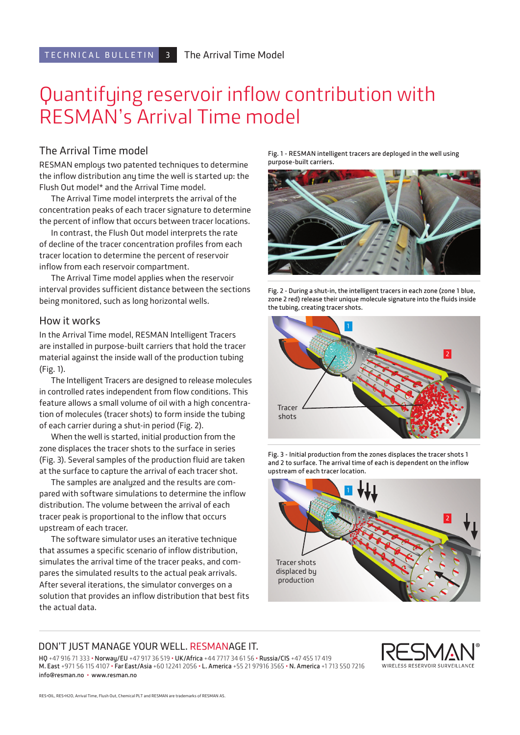# Quantifying reservoir inflow contribution with RESMAN's Arrival Time model

## The Arrival Time model

RESMAN employs two patented techniques to determine the inflow distribution any time the well is started up: the Flush Out model* and the Arrival Time model.

The Arrival Time model interprets the arrival of the concentration peaks of each tracer signature to determine the percent of inflow that occurs between tracer locations.

In contrast, the Flush Out model interprets the rate of decline of the tracer concentration profiles from each tracer location to determine the percent of reservoir inflow from each reservoir compartment.

The Arrival Time model applies when the reservoir interval provides sufficient distance between the sections being monitored, such as long horizontal wells.

## How it works

In the Arrival Time model, RESMAN Intelligent Tracers are installed in purpose-built carriers that hold the tracer material against the inside wall of the production tubing (Fig. 1).

The Intelligent Tracers are designed to release molecules in controlled rates independent from flow conditions. This feature allows a small volume of oil with a high concentration of molecules (tracer shots) to form inside the tubing of each carrier during a shut-in period (Fig. 2).

When the well is started, initial production from the zone displaces the tracer shots to the surface in series (Fig. 3). Several samples of the production fluid are taken at the surface to capture the arrival of each tracer shot.

The samples are analyzed and the results are compared with software simulations to determine the inflow distribution. The volume between the arrival of each tracer peak is proportional to the inflow that occurs upstream of each tracer.

The software simulator uses an iterative technique that assumes a specific scenario of inflow distribution, simulates the arrival time of the tracer peaks, and compares the simulated results to the actual peak arrivals. After several iterations, the simulator converges on a solution that provides an inflow distribution that best fits the actual data.

Fig. 1 - RESMAN intelligent tracers are deployed in the well using purpose-built carriers.

Fig. 2 - During a shut-in, the intelligent tracers in each zone (zone 1 blue, zone 2 red) release their unique molecule signature into the fluids inside the tubing, creating tracer shots.

Fig. 3 - Initial production from the zones displaces the tracer shots 1 and 2 to surface. The arrival time of each is dependent on the inflow upstream of each tracer location.

DON'T JUST MANAGE YOUR WELL. RESMANAGE IT.

HQ +47 916 71 333 • Norway/EU +47 917 36 519 • UK/Africa +44 7717 34 61 56 • Russia/CIS +47 455 17 419
M. East +971 56 115 4107 • Far East/Asia +60 12241 2056 • L. America +55 21 97916 3565 • N. America +1 713 550 7216
info@resman.no • www.resman.no

RESMAN® WIRELESS RESERVOIR SURVEILLANCE

RES•OIL, RES•H2O, Arrival Time, Flush Out, Chemical PLT and RESMAN are trademarks of RESMAN AS.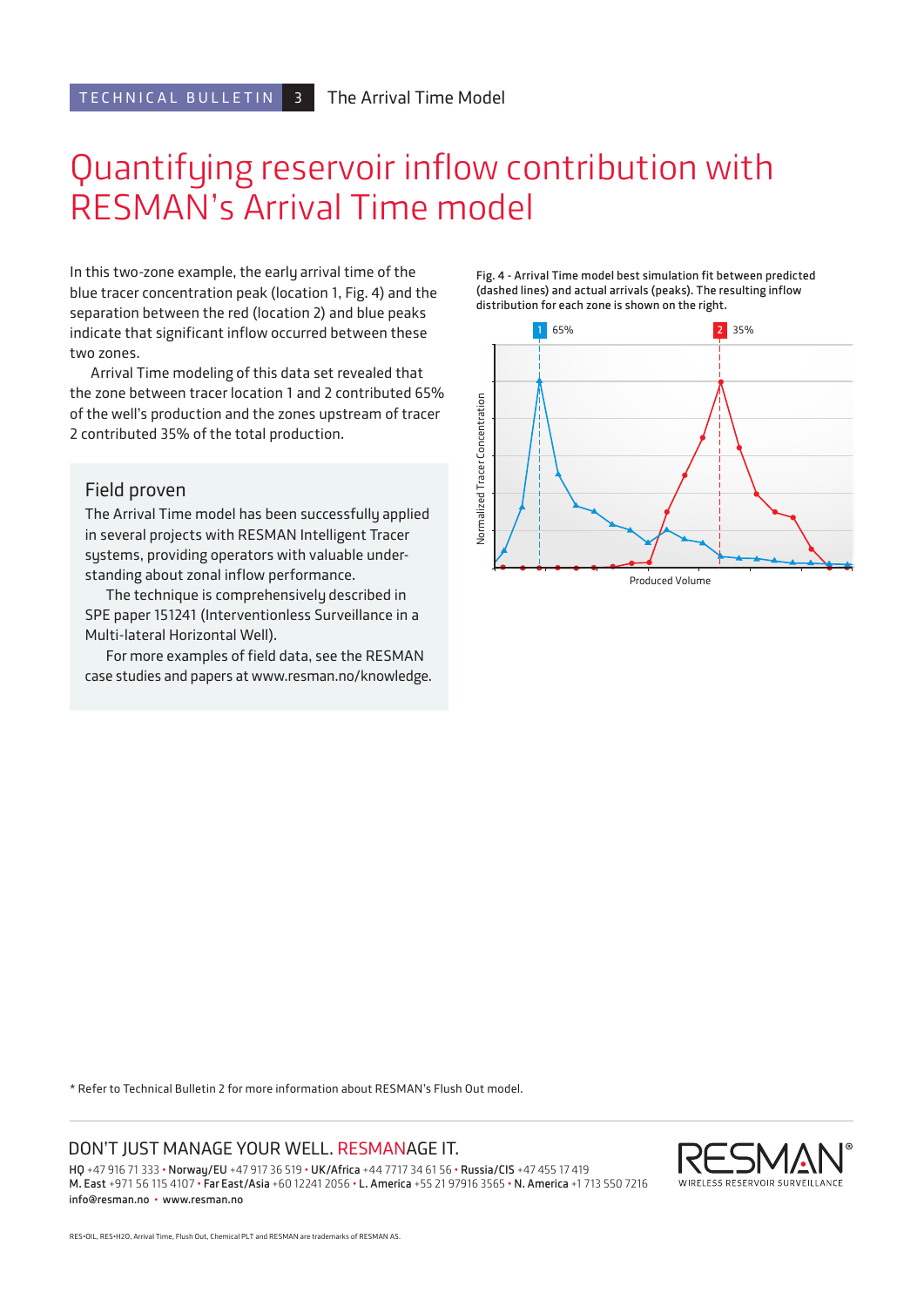# Quantifying reservoir inflow contribution with RESMAN's Arrival Time model

In this two-zone example, the early arrival time of the blue tracer concentration peak (location 1, Fig. 4) and the separation between the red (location 2) and blue peaks indicate that significant inflow occurred between these two zones.

Arrival Time modeling of this data set revealed that the zone between tracer location 1 and 2 contributed 65% of the well's production and the zones upstream of tracer 2 contributed 35% of the total production.

Fig. 4 - Arrival Time model best simulation fit between predicted (dashed lines) and actual arrivals (peaks). The resulting inflow distribution for each zone is shown on the right.

1 65%

2 35%

Normalized Tracer Concentration

Produced Volume

## Field proven

The Arrival Time model has been successfully applied in several projects with RESMAN Intelligent Tracer systems, providing operators with valuable understanding about zonal inflow performance.

The technique is comprehensively described in SPE paper 151241 (Interventionless Surveillance in a Multi-lateral Horizontal Well).

For more examples of field data, see the RESMAN case studies and papers at www.resman.no/knowledge.

* Refer to Technical Bulletin 2 for more information about RESMAN's Flush Out model.

DON'T JUST MANAGE YOUR WELL. RESMANAGE IT.

**HQ** +47 916 71 333 • **Norway/EU** +47 917 36 519 • **UK/Africa** +44 7717 34 61 56 • **Russia/CIS** +47 455 17 419
**M. East** +971 56 115 4107 • **Far East/Asia** +60 12241 2056 • **L. America** +55 21 97916 3565 • **N. America** +1 713 550 7216
info@resman.no • www.resman.no

RESMAN® WIRELESS RESERVOIR SURVEILLANCE

RES•OIL, RES•H2O, Arrival Time, Flush Out, Chemical PLT and RESMAN are trademarks of RESMAN AS.